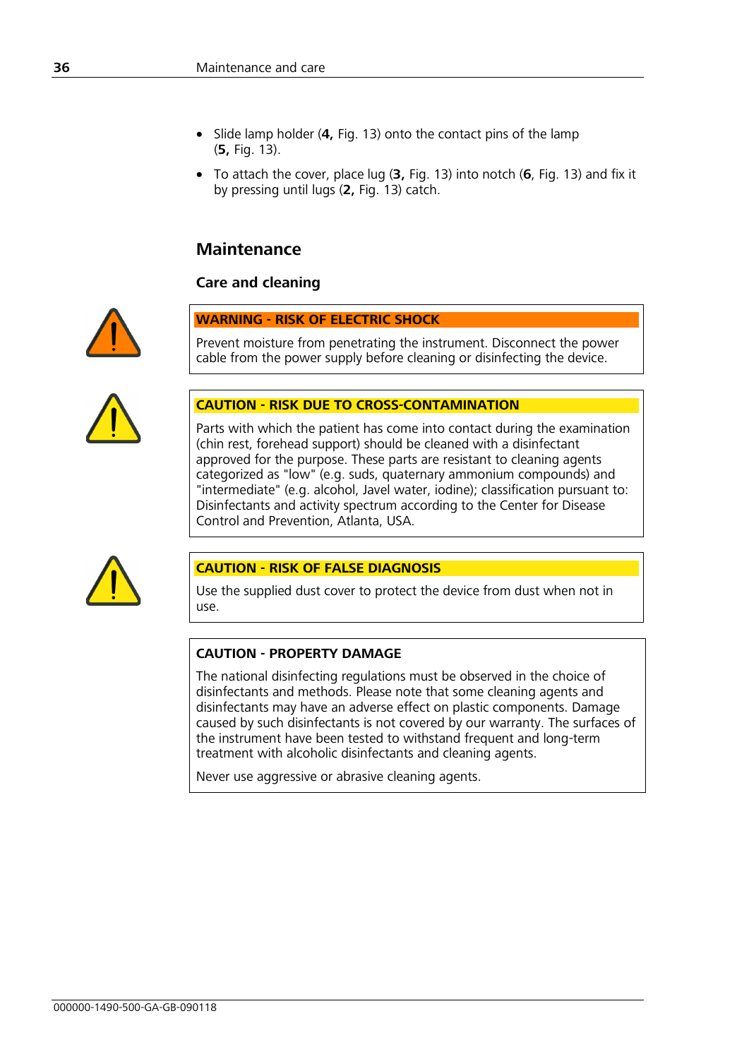- Slide lamp holder (**4,** Fig. 13) onto the contact pins of the lamp (**5,** Fig. 13).
- To attach the cover, place lug (**3,** Fig. 13) into notch (**6**, Fig. 13) and fix it by pressing until lugs (**2,** Fig. 13) catch.

## Maintenance

### Care and cleaning

**WARNING - RISK OF ELECTRIC SHOCK**

Prevent moisture from penetrating the instrument. Disconnect the power cable from the power supply before cleaning or disinfecting the device.

**CAUTION - RISK DUE TO CROSS-CONTAMINATION**

Parts with which the patient has come into contact during the examination (chin rest, forehead support) should be cleaned with a disinfectant approved for the purpose. These parts are resistant to cleaning agents categorized as "low" (e.g. suds, quaternary ammonium compounds) and "intermediate" (e.g. alcohol, Javel water, iodine); classification pursuant to: Disinfectants and activity spectrum according to the Center for Disease Control and Prevention, Atlanta, USA.

**CAUTION - RISK OF FALSE DIAGNOSIS**

Use the supplied dust cover to protect the device from dust when not in use.

**CAUTION - PROPERTY DAMAGE**

The national disinfecting regulations must be observed in the choice of disinfectants and methods. Please note that some cleaning agents and disinfectants may have an adverse effect on plastic components. Damage caused by such disinfectants is not covered by our warranty. The surfaces of the instrument have been tested to withstand frequent and long-term treatment with alcoholic disinfectants and cleaning agents.

Never use aggressive or abrasive cleaning agents.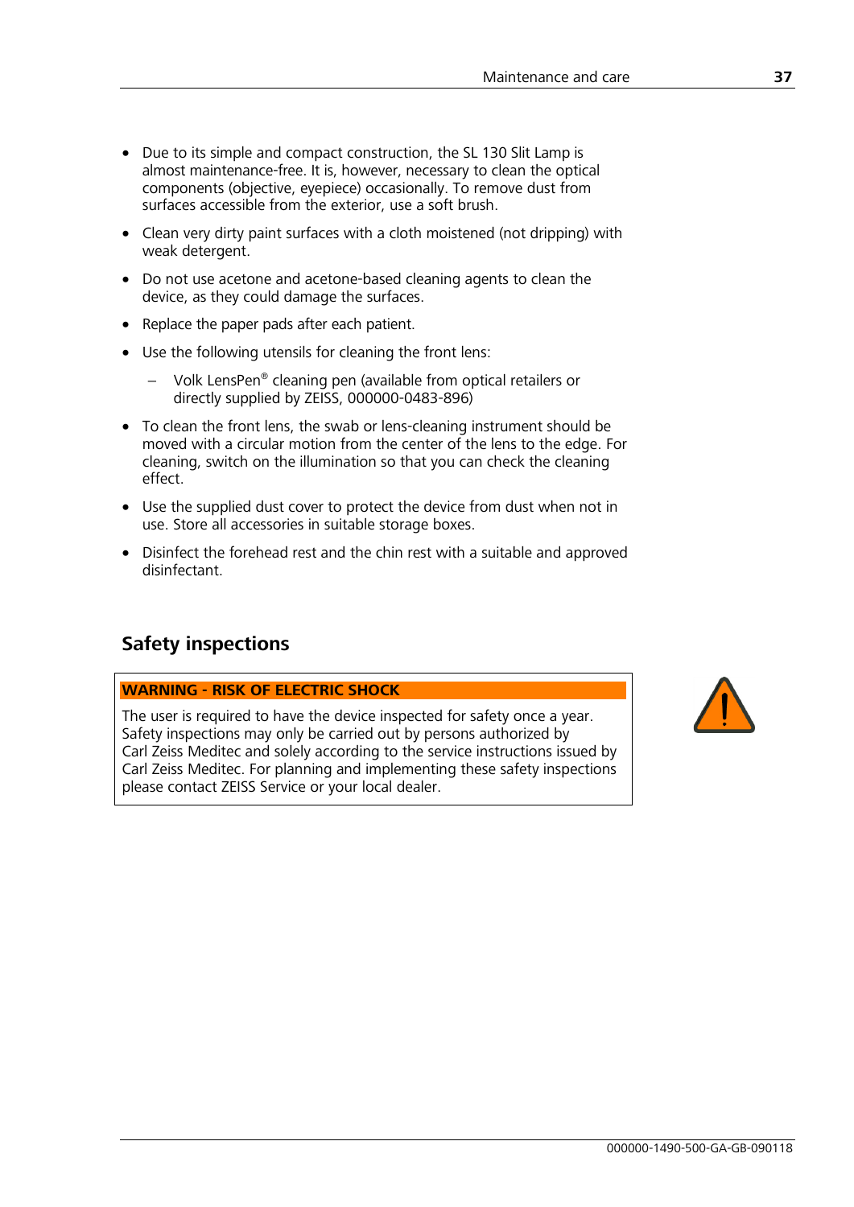- Due to its simple and compact construction, the SL 130 Slit Lamp is almost maintenance-free. It is, however, necessary to clean the optical components (objective, eyepiece) occasionally. To remove dust from surfaces accessible from the exterior, use a soft brush.
- Clean very dirty paint surfaces with a cloth moistened (not dripping) with weak detergent.
- Do not use acetone and acetone-based cleaning agents to clean the device, as they could damage the surfaces.
- Replace the paper pads after each patient.
- Use the following utensils for cleaning the front lens:
  - Volk LensPen® cleaning pen (available from optical retailers or directly supplied by ZEISS, 000000-0483-896)
- To clean the front lens, the swab or lens-cleaning instrument should be moved with a circular motion from the center of the lens to the edge. For cleaning, switch on the illumination so that you can check the cleaning effect.
- Use the supplied dust cover to protect the device from dust when not in use. Store all accessories in suitable storage boxes.
- Disinfect the forehead rest and the chin rest with a suitable and approved disinfectant.

## Safety inspections

**WARNING - RISK OF ELECTRIC SHOCK**

The user is required to have the device inspected for safety once a year. Safety inspections may only be carried out by persons authorized by Carl Zeiss Meditec and solely according to the service instructions issued by Carl Zeiss Meditec. For planning and implementing these safety inspections please contact ZEISS Service or your local dealer.